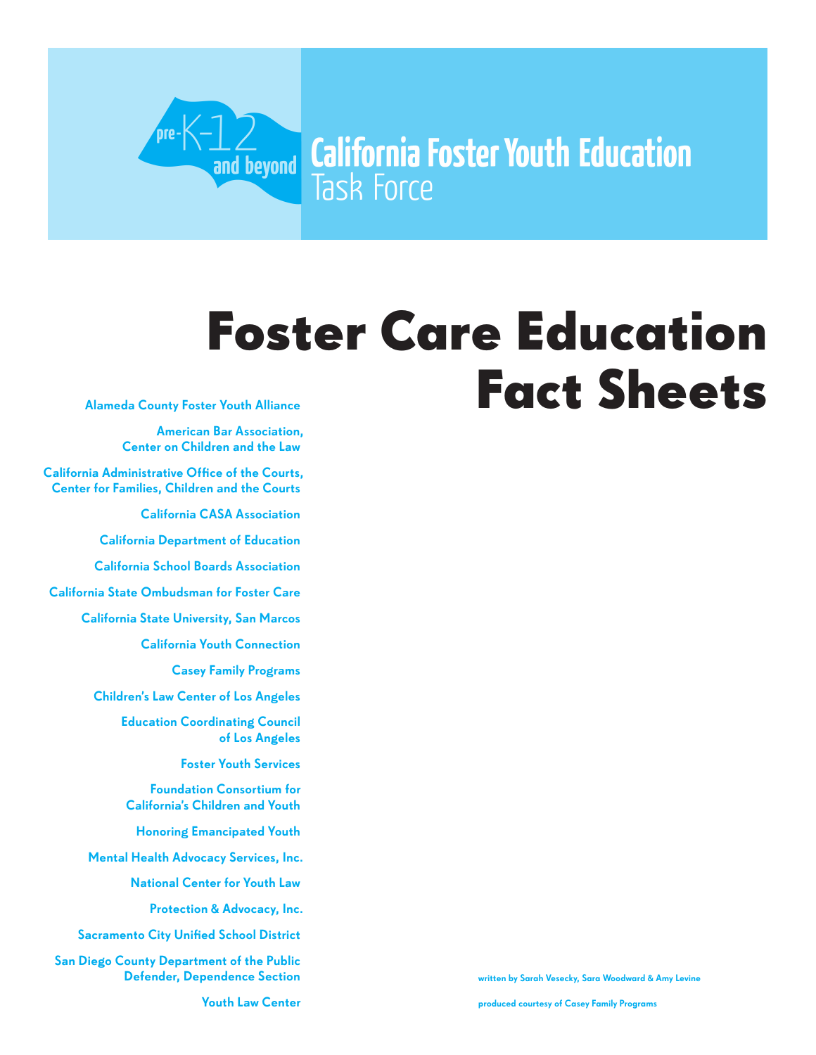pre-K-12 and beyond

**California Foster Youth Education** Task Force

# Foster Care Education Fact Sheets

Alameda County Foster Youth Alliance

American Bar Association, Center on Children and the Law

California Administrative Office of the Courts, Center for Families, Children and the Courts

California CASA Association

California Department of Education

California School Boards Association

California State Ombudsman for Foster Care

California State University, San Marcos

California Youth Connection

Casey Family Programs

Children's Law Center of Los Angeles

Education Coordinating Council of Los Angeles

Foster Youth Services

Foundation Consortium for California's Children and Youth

Honoring Emancipated Youth

Mental Health Advocacy Services, Inc.

National Center for Youth Law

Protection & Advocacy, Inc.

Sacramento City Unified School District

San Diego County Department of the Public Defender, Dependence Section

Youth Law Center

written by Sarah Vesecky, Sara Woodward & Amy Levine

produced courtesy of Casey Family Programs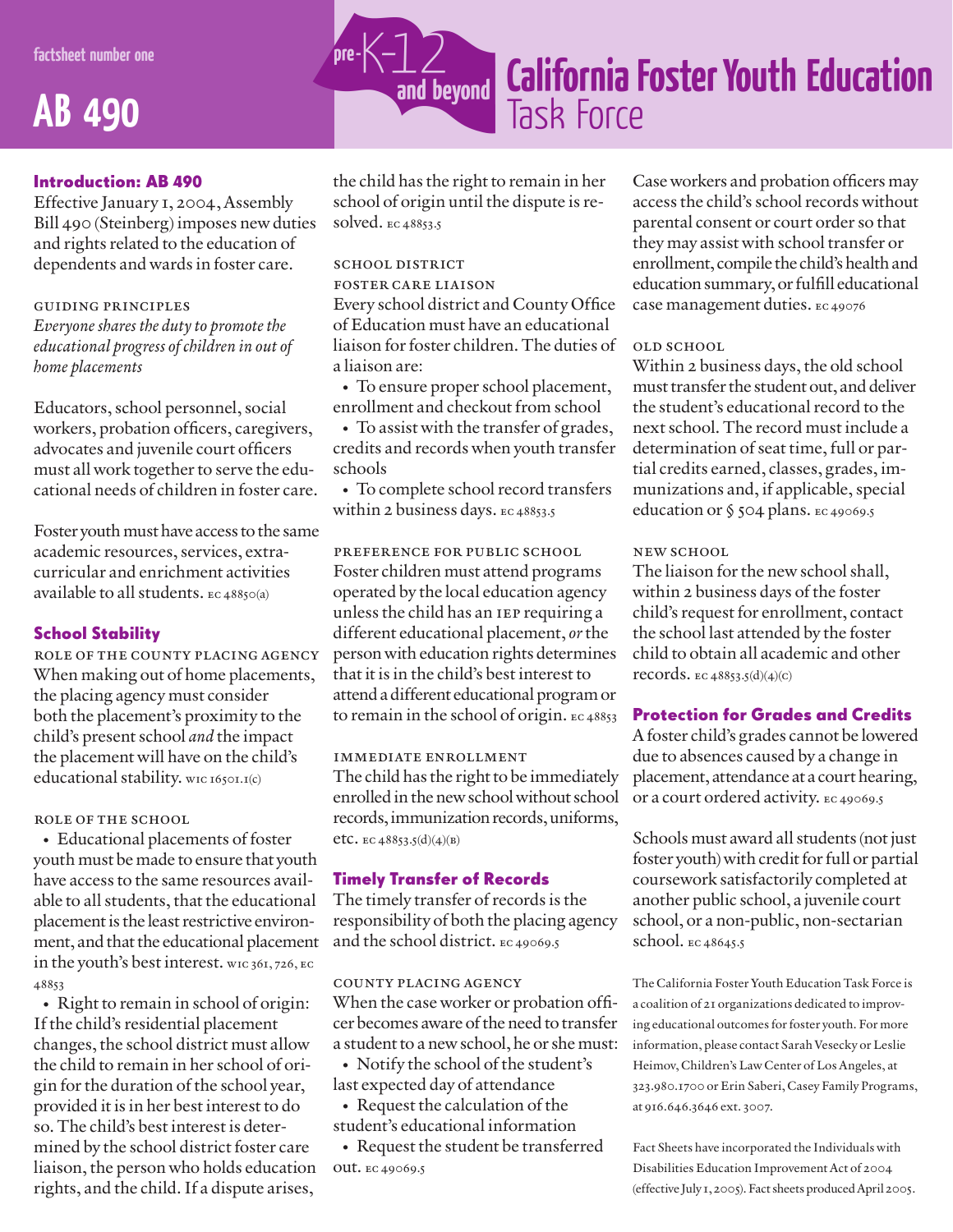factsheet number one

# AB 490

pre-K-12 and beyond

# California Foster Youth Education Task Force

## Introduction: AB 490

Effective January 1, 2004, Assembly Bill 490 (Steinberg) imposes new duties and rights related to the education of dependents and wards in foster care.

GUIDING PRINCIPLES

*Everyone shares the duty to promote the educational progress of children in out of home placements*

Educators, school personnel, social workers, probation officers, caregivers, advocates and juvenile court officers must all work together to serve the educational needs of children in foster care.

Foster youth must have access to the same academic resources, services, extracurricular and enrichment activities available to all students. EC 48850(a)

## School Stability

ROLE OF THE COUNTY PLACING AGENCY

When making out of home placements, the placing agency must consider both the placement's proximity to the child's present school *and* the impact the placement will have on the child's educational stability. WIC 16501.1(c)

ROLE OF THE SCHOOL

- Educational placements of foster youth must be made to ensure that youth have access to the same resources available to all students, that the educational placement is the least restrictive environment, and that the educational placement in the youth's best interest. WIC 361, 726, EC 48853
- Right to remain in school of origin: If the child's residential placement changes, the school district must allow the child to remain in her school of origin for the duration of the school year, provided it is in her best interest to do so. The child's best interest is determined by the school district foster care liaison, the person who holds education rights, and the child. If a dispute arises, the child has the right to remain in her school of origin until the dispute is resolved. EC 48853.5

SCHOOL DISTRICT FOSTER CARE LIAISON

Every school district and County Office of Education must have an educational liaison for foster children. The duties of a liaison are:

- To ensure proper school placement, enrollment and checkout from school
- To assist with the transfer of grades, credits and records when youth transfer schools
- To complete school record transfers within 2 business days. EC 48853.5

PREFERENCE FOR PUBLIC SCHOOL

Foster children must attend programs operated by the local education agency unless the child has an IEP requiring a different educational placement, *or* the person with education rights determines that it is in the child's best interest to attend a different educational program or to remain in the school of origin. EC 48853

IMMEDIATE ENROLLMENT

The child has the right to be immediately enrolled in the new school without school records, immunization records, uniforms, etc. EC 48853.5(d)(4)(B)

## Timely Transfer of Records

The timely transfer of records is the responsibility of both the placing agency and the school district. EC 49069.5

COUNTY PLACING AGENCY

When the case worker or probation officer becomes aware of the need to transfer a student to a new school, he or she must:

- Notify the school of the student's last expected day of attendance
- Request the calculation of the student's educational information
- Request the student be transferred out. EC 49069.5

Case workers and probation officers may access the child's school records without parental consent or court order so that they may assist with school transfer or enrollment, compile the child's health and education summary, or fulfill educational case management duties. EC 49076

OLD SCHOOL

Within 2 business days, the old school must transfer the student out, and deliver the student's educational record to the next school. The record must include a determination of seat time, full or partial credits earned, classes, grades, immunizations and, if applicable, special education or § 504 plans. EC 49069.5

NEW SCHOOL

The liaison for the new school shall, within 2 business days of the foster child's request for enrollment, contact the school last attended by the foster child to obtain all academic and other records. EC 48853.5(d)(4)(C)

## Protection for Grades and Credits

A foster child's grades cannot be lowered due to absences caused by a change in placement, attendance at a court hearing, or a court ordered activity. EC 49069.5

Schools must award all students (not just foster youth) with credit for full or partial coursework satisfactorily completed at another public school, a juvenile court school, or a non-public, non-sectarian school. EC 48645.5

The California Foster Youth Education Task Force is a coalition of 21 organizations dedicated to improving educational outcomes for foster youth. For more information, please contact Sarah Vesecky or Leslie Heimov, Children's Law Center of Los Angeles, at 323.980.1700 or Erin Saberi, Casey Family Programs, at 916.646.3646 ext. 3007.

Fact Sheets have incorporated the Individuals with Disabilities Education Improvement Act of 2004 (effective July 1, 2005). Fact sheets produced April 2005.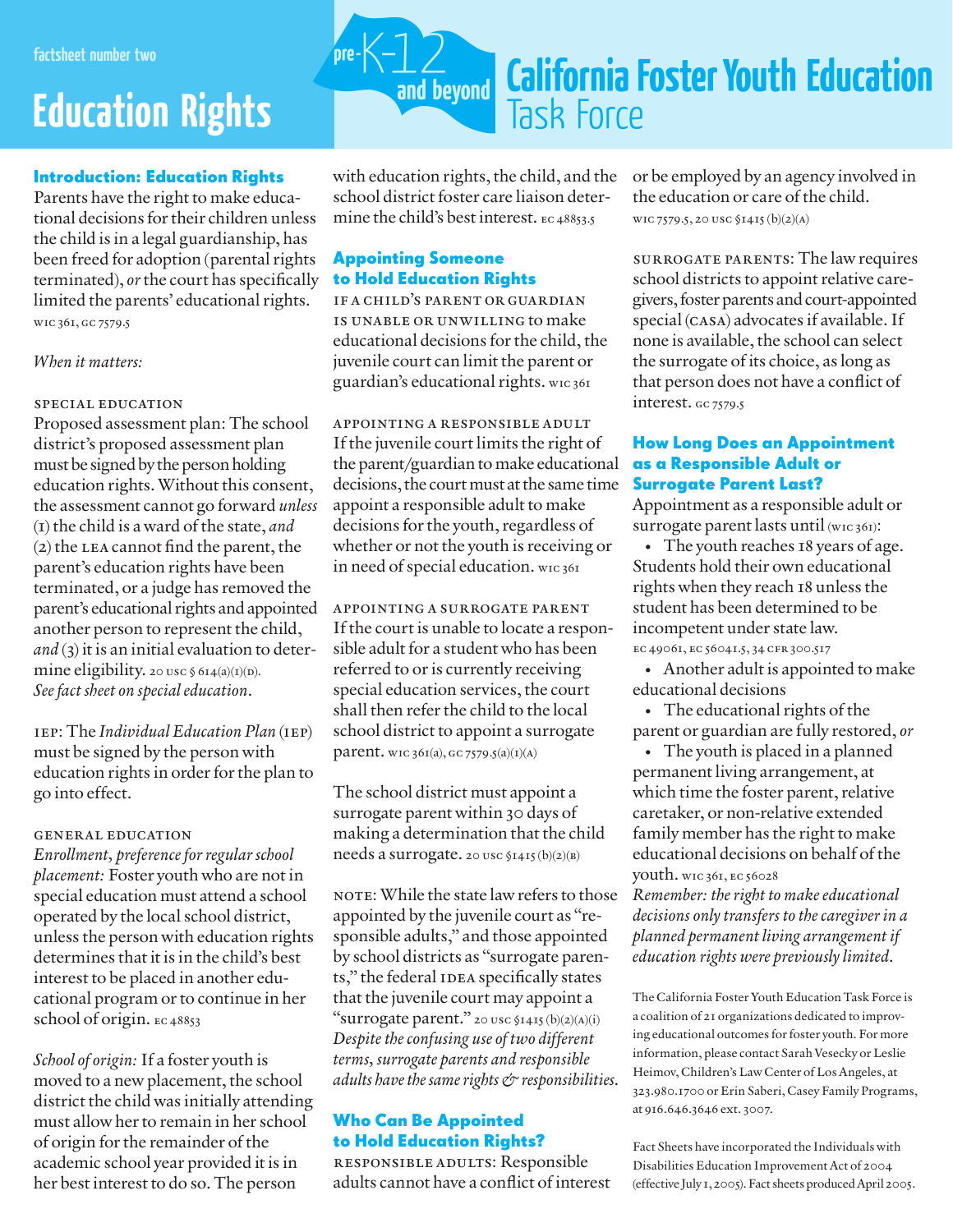factsheet number two

# Education Rights

pre-K-12 and beyond

# California Foster Youth Education Task Force

## Introduction: Education Rights

Parents have the right to make educational decisions for their children unless the child is in a legal guardianship, has been freed for adoption (parental rights terminated), *or* the court has specifically limited the parents' educational rights. WIC 361, GC 7579.5

*When it matters:*

SPECIAL EDUCATION

Proposed assessment plan: The school district's proposed assessment plan must be signed by the person holding education rights. Without this consent, the assessment cannot go forward *unless* (1) the child is a ward of the state, *and* (2) the LEA cannot find the parent, the parent's education rights have been terminated, or a judge has removed the parent's educational rights and appointed another person to represent the child, *and* (3) it is an initial evaluation to determine eligibility. 20 USC § 614(a)(1)(D). *See fact sheet on special education.*

IEP: The *Individual Education Plan* (IEP) must be signed by the person with education rights in order for the plan to go into effect.

GENERAL EDUCATION

*Enrollment, preference for regular school placement:* Foster youth who are not in special education must attend a school operated by the local school district, unless the person with education rights determines that it is in the child's best interest to be placed in another educational program or to continue in her school of origin. EC 48853

*School of origin:* If a foster youth is moved to a new placement, the school district the child was initially attending must allow her to remain in her school of origin for the remainder of the academic school year provided it is in her best interest to do so. The person with education rights, the child, and the school district foster care liaison determine the child's best interest. EC 48853.5

## Appointing Someone to Hold Education Rights

IF A CHILD'S PARENT OR GUARDIAN IS UNABLE OR UNWILLING to make educational decisions for the child, the juvenile court can limit the parent or guardian's educational rights. WIC 361

APPOINTING A RESPONSIBLE ADULT

If the juvenile court limits the right of the parent/guardian to make educational decisions, the court must at the same time appoint a responsible adult to make decisions for the youth, regardless of whether or not the youth is receiving or in need of special education. WIC 361

APPOINTING A SURROGATE PARENT

If the court is unable to locate a responsible adult for a student who has been referred to or is currently receiving special education services, the court shall then refer the child to the local school district to appoint a surrogate parent. WIC 361(a), GC 7579.5(a)(1)(A)

The school district must appoint a surrogate parent within 30 days of making a determination that the child needs a surrogate. 20 USC §1415 (b)(2)(B)

NOTE: While the state law refers to those appointed by the juvenile court as "responsible adults," and those appointed by school districts as "surrogate parents," the federal IDEA specifically states that the juvenile court may appoint a "surrogate parent." 20 USC §1415 (b)(2)(A)(i) *Despite the confusing use of two different terms, surrogate parents and responsible adults have the same rights & responsibilities.*

## Who Can Be Appointed to Hold Education Rights?

RESPONSIBLE ADULTS: Responsible adults cannot have a conflict of interest or be employed by an agency involved in the education or care of the child. WIC 7579.5, 20 USC §1415 (b)(2)(A)

SURROGATE PARENTS: The law requires school districts to appoint relative caregivers, foster parents and court-appointed special (CASA) advocates if available. If none is available, the school can select the surrogate of its choice, as long as that person does not have a conflict of interest. GC 7579.5

## How Long Does an Appointment as a Responsible Adult or Surrogate Parent Last?

Appointment as a responsible adult or surrogate parent lasts until (WIC 361):

- The youth reaches 18 years of age. Students hold their own educational rights when they reach 18 unless the student has been determined to be incompetent under state law. EC 49061, EC 56041.5, 34 CFR 300.517
- Another adult is appointed to make educational decisions
- The educational rights of the parent or guardian are fully restored, *or*
- The youth is placed in a planned permanent living arrangement, at which time the foster parent, relative caretaker, or non-relative extended family member has the right to make educational decisions on behalf of the youth. WIC 361, EC 56028

*Remember: the right to make educational decisions only transfers to the caregiver in a planned permanent living arrangement if education rights were previously limited.*

The California Foster Youth Education Task Force is a coalition of 21 organizations dedicated to improving educational outcomes for foster youth. For more information, please contact Sarah Vesecky or Leslie Heimov, Children's Law Center of Los Angeles, at 323.980.1700 or Erin Saberi, Casey Family Programs, at 916.646.3646 ext. 3007.

Fact Sheets have incorporated the Individuals with Disabilities Education Improvement Act of 2004 (effective July 1, 2005). Fact sheets produced April 2005.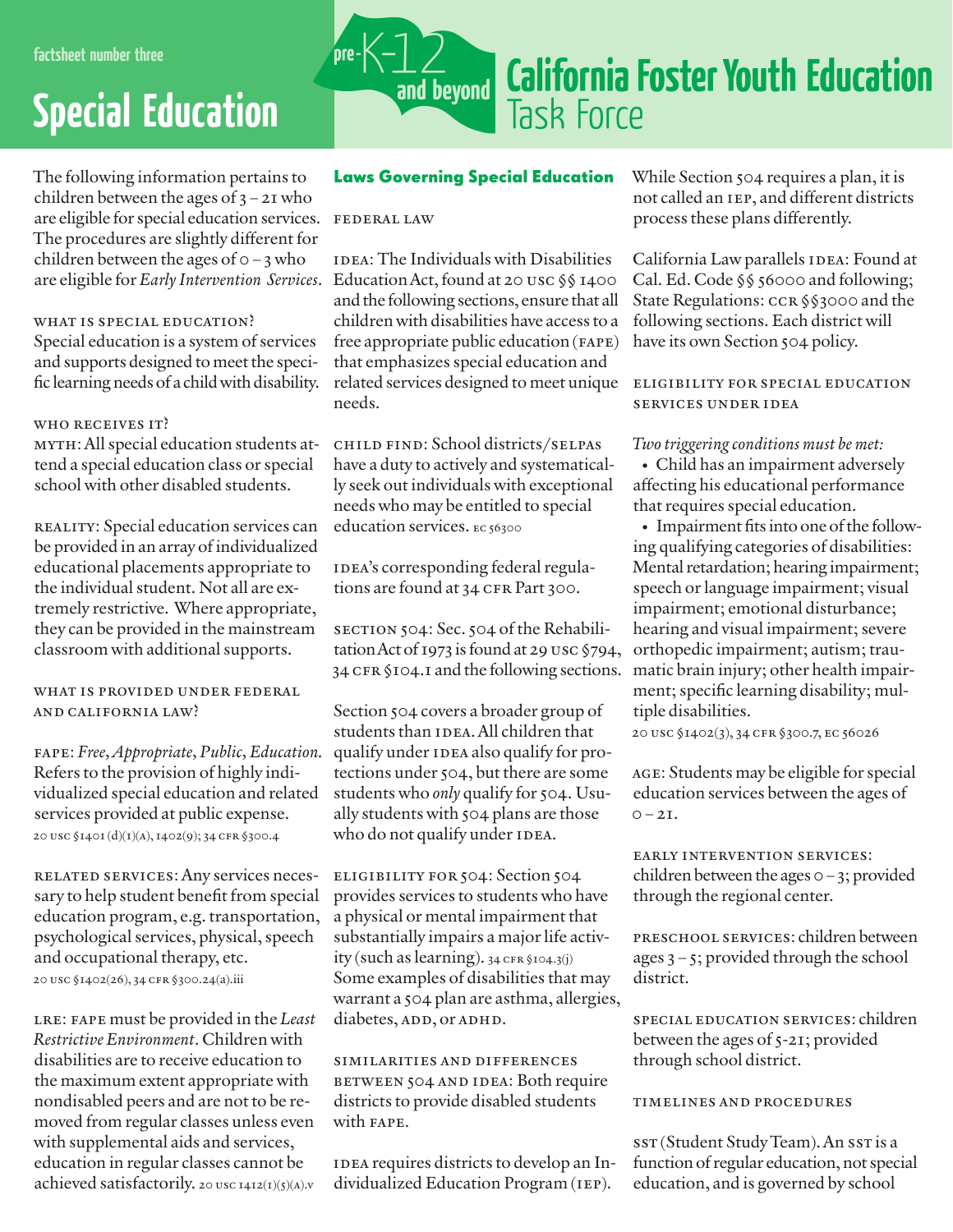factsheet number three

# Special Education

pre-K-12 and beyond

# California Foster Youth Education Task Force

The following information pertains to children between the ages of 3 – 21 who are eligible for special education services. The procedures are slightly different for children between the ages of 0 – 3 who are eligible for *Early Intervention Services*.

### WHAT IS SPECIAL EDUCATION?

Special education is a system of services and supports designed to meet the specific learning needs of a child with disability.

### WHO RECEIVES IT?

MYTH: All special education students attend a special education class or special school with other disabled students.

REALITY: Special education services can be provided in an array of individualized educational placements appropriate to the individual student. Not all are extremely restrictive. Where appropriate, they can be provided in the mainstream classroom with additional supports.

### WHAT IS PROVIDED UNDER FEDERAL AND CALIFORNIA LAW?

FAPE: *Free, Appropriate, Public, Education.* Refers to the provision of highly individualized special education and related services provided at public expense. 20 USC §1401 (d)(1)(A), 1402(9); 34 CFR §300.4

RELATED SERVICES: Any services necessary to help student benefit from special education program, e.g. transportation, psychological services, physical, speech and occupational therapy, etc. 20 USC §1402(26), 34 CFR §300.24(a).iii

LRE: FAPE must be provided in the *Least Restrictive Environment*. Children with disabilities are to receive education to the maximum extent appropriate with nondisabled peers and are not to be removed from regular classes unless even with supplemental aids and services, education in regular classes cannot be achieved satisfactorily. 20 USC 1412(1)(5)(A).v

## Laws Governing Special Education

### FEDERAL LAW

IDEA: The Individuals with Disabilities Education Act, found at 20 USC §§ 1400 and the following sections, ensure that all children with disabilities have access to a free appropriate public education (FAPE) that emphasizes special education and related services designed to meet unique needs.

CHILD FIND: School districts/SELPAS have a duty to actively and systematically seek out individuals with exceptional needs who may be entitled to special education services. EC 56300

IDEA's corresponding federal regulations are found at 34 CFR Part 300.

SECTION 504: Sec. 504 of the Rehabilitation Act of 1973 is found at 29 USC §794, 34 CFR §104.1 and the following sections.

Section 504 covers a broader group of students than IDEA. All children that qualify under IDEA also qualify for protections under 504, but there are some students who *only* qualify for 504. Usually students with 504 plans are those who do not qualify under IDEA.

ELIGIBILITY FOR 504: Section 504 provides services to students who have a physical or mental impairment that substantially impairs a major life activity (such as learning). 34 CFR §104.3(j) Some examples of disabilities that may warrant a 504 plan are asthma, allergies, diabetes, ADD, or ADHD.

SIMILARITIES AND DIFFERENCES BETWEEN 504 AND IDEA: Both require districts to provide disabled students with FAPE.

IDEA requires districts to develop an Individualized Education Program (IEP). While Section 504 requires a plan, it is not called an IEP, and different districts process these plans differently.

California Law parallels IDEA: Found at Cal. Ed. Code §§ 56000 and following; State Regulations: CCR §§3000 and the following sections. Each district will have its own Section 504 policy.

### ELIGIBILITY FOR SPECIAL EDUCATION SERVICES UNDER IDEA

*Two triggering conditions must be met:*

- Child has an impairment adversely affecting his educational performance that requires special education.
- Impairment fits into one of the following qualifying categories of disabilities: Mental retardation; hearing impairment; speech or language impairment; visual impairment; emotional disturbance; hearing and visual impairment; severe orthopedic impairment; autism; traumatic brain injury; other health impairment; specific learning disability; multiple disabilities.

20 USC §1402(3), 34 CFR §300.7, EC 56026

AGE: Students may be eligible for special education services between the ages of 0 – 21.

EARLY INTERVENTION SERVICES: children between the ages 0 – 3; provided through the regional center.

PRESCHOOL SERVICES: children between ages 3 – 5; provided through the school district.

SPECIAL EDUCATION SERVICES: children between the ages of 5-21; provided through school district.

### TIMELINES AND PROCEDURES

SST (Student Study Team). An SST is a function of regular education, not special education, and is governed by school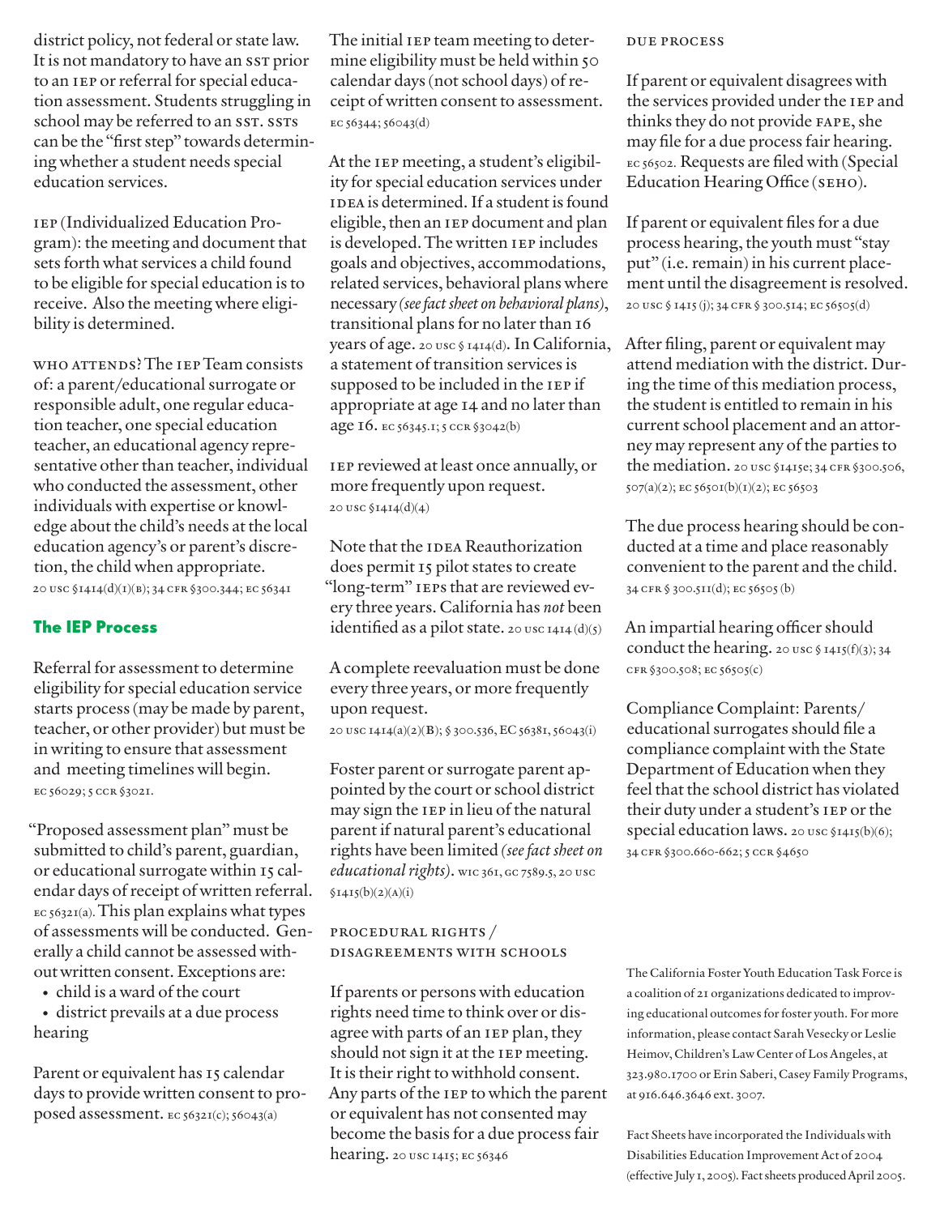district policy, not federal or state law. It is not mandatory to have an SST prior to an IEP or referral for special education assessment. Students struggling in school may be referred to an SST. SSTs can be the "first step" towards determining whether a student needs special education services.

IEP (Individualized Education Program): the meeting and document that sets forth what services a child found to be eligible for special education is to receive. Also the meeting where eligibility is determined.

WHO ATTENDS? The IEP Team consists of: a parent/educational surrogate or responsible adult, one regular education teacher, one special education teacher, an educational agency representative other than teacher, individual who conducted the assessment, other individuals with expertise or knowledge about the child's needs at the local education agency's or parent's discretion, the child when appropriate. 20 USC §1414(d)(1)(B); 34 CFR §300.344; EC 56341

## The IEP Process

Referral for assessment to determine eligibility for special education service starts process (may be made by parent, teacher, or other provider) but must be in writing to ensure that assessment and meeting timelines will begin. EC 56029; 5 CCR §3021.

"Proposed assessment plan" must be submitted to child's parent, guardian, or educational surrogate within 15 calendar days of receipt of written referral. EC 56321(a). This plan explains what types of assessments will be conducted. Generally a child cannot be assessed without written consent. Exceptions are:

- child is a ward of the court
- district prevails at a due process hearing

Parent or equivalent has 15 calendar days to provide written consent to proposed assessment. EC 56321(c); 56043(a)

The initial IEP team meeting to determine eligibility must be held within 50 calendar days (not school days) of receipt of written consent to assessment. EC 56344; 56043(d)

At the IEP meeting, a student's eligibility for special education services under IDEA is determined. If a student is found eligible, then an IEP document and plan is developed. The written IEP includes goals and objectives, accommodations, related services, behavioral plans where necessary *(see fact sheet on behavioral plans)*, transitional plans for no later than 16 years of age. 20 USC § 1414(d). In California, a statement of transition services is supposed to be included in the IEP if appropriate at age 14 and no later than age 16. EC 56345.1; 5 CCR §3042(b)

IEP reviewed at least once annually, or more frequently upon request. 20 USC §1414(d)(4)

Note that the IDEA Reauthorization does permit 15 pilot states to create "long-term" IEPs that are reviewed every three years. California has *not* been identified as a pilot state. 20 USC 1414 (d)(5)

A complete reevaluation must be done every three years, or more frequently upon request.
20 USC 1414(a)(2)(B); § 300.536, EC 56381, 56043(i)

Foster parent or surrogate parent appointed by the court or school district may sign the IEP in lieu of the natural parent if natural parent's educational rights have been limited *(see fact sheet on educational rights)*. WIC 361, GC 7589.5, 20 USC §1415(b)(2)(A)(i)

### PROCEDURAL RIGHTS / DISAGREEMENTS WITH SCHOOLS

If parents or persons with education rights need time to think over or disagree with parts of an IEP plan, they should not sign it at the IEP meeting. It is their right to withhold consent. Any parts of the IEP to which the parent or equivalent has not consented may become the basis for a due process fair hearing. 20 USC 1415; EC 56346

### DUE PROCESS

If parent or equivalent disagrees with the services provided under the IEP and thinks they do not provide FAPE, she may file for a due process fair hearing. EC 56502. Requests are filed with (Special Education Hearing Office (SEHO).

If parent or equivalent files for a due process hearing, the youth must "stay put" (i.e. remain) in his current placement until the disagreement is resolved. 20 USC § 1415 (j); 34 CFR § 300.514; EC 56505(d)

After filing, parent or equivalent may attend mediation with the district. During the time of this mediation process, the student is entitled to remain in his current school placement and an attorney may represent any of the parties to the mediation. 20 USC §1415e; 34 CFR §300.506, 507(a)(2); EC 56501(b)(1)(2); EC 56503

The due process hearing should be conducted at a time and place reasonably convenient to the parent and the child. 34 CFR § 300.511(d); EC 56505 (b)

An impartial hearing officer should conduct the hearing. 20 USC § 1415(f)(3); 34 CFR §300.508; EC 56505(c)

Compliance Complaint: Parents/educational surrogates should file a compliance complaint with the State Department of Education when they feel that the school district has violated their duty under a student's IEP or the special education laws. 20 USC §1415(b)(6); 34 CFR §300.660-662; 5 CCR §4650

The California Foster Youth Education Task Force is a coalition of 21 organizations dedicated to improving educational outcomes for foster youth. For more information, please contact Sarah Vesecky or Leslie Heimov, Children's Law Center of Los Angeles, at 323.980.1700 or Erin Saberi, Casey Family Programs, at 916.646.3646 ext. 3007.

Fact Sheets have incorporated the Individuals with Disabilities Education Improvement Act of 2004 (effective July 1, 2005). Fact sheets produced April 2005.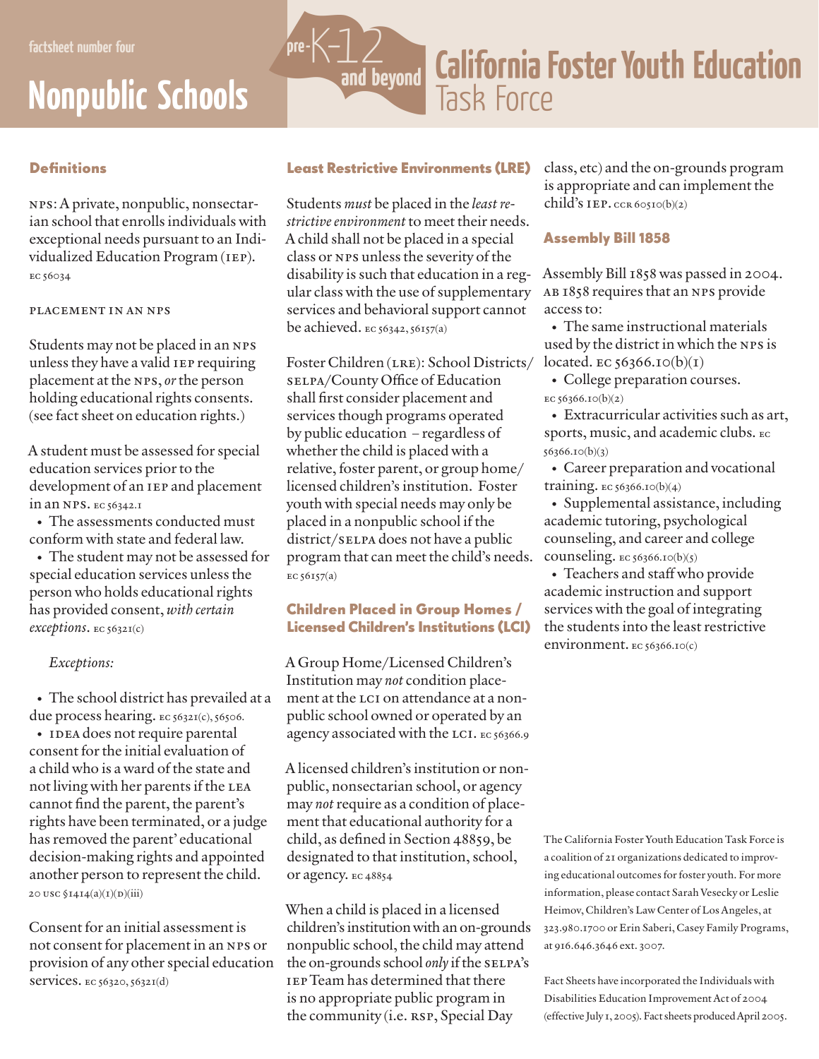factsheet number four

# Nonpublic Schools

pre-K-12 and beyond

# California Foster Youth Education Task Force

## Definitions

NPS: A private, nonpublic, nonsectarian school that enrolls individuals with exceptional needs pursuant to an Individualized Education Program (IEP). EC 56034

### PLACEMENT IN AN NPS

Students may not be placed in an NPS unless they have a valid IEP requiring placement at the NPS, *or* the person holding educational rights consents. (see fact sheet on education rights.)

A student must be assessed for special education services prior to the development of an IEP and placement in an NPS. EC 56342.1

- The assessments conducted must conform with state and federal law.
- The student may not be assessed for special education services unless the person who holds educational rights has provided consent, *with certain exceptions*. EC 56321(c)

*Exceptions:*

- The school district has prevailed at a due process hearing. EC 56321(c), 56506.
- IDEA does not require parental consent for the initial evaluation of a child who is a ward of the state and not living with her parents if the LEA cannot find the parent, the parent's rights have been terminated, or a judge has removed the parent' educational decision-making rights and appointed another person to represent the child. 20 USC §1414(a)(1)(D)(iii)

Consent for an initial assessment is not consent for placement in an NPS or provision of any other special education services. EC 56320, 56321(d)

## Least Restrictive Environments (LRE)

Students *must* be placed in the *least restrictive environment* to meet their needs. A child shall not be placed in a special class or NPS unless the severity of the disability is such that education in a regular class with the use of supplementary services and behavioral support cannot be achieved. EC 56342, 56157(a)

Foster Children (LRE): School Districts/SELPA/County Office of Education shall first consider placement and services though programs operated by public education – regardless of whether the child is placed with a relative, foster parent, or group home/licensed children's institution. Foster youth with special needs may only be placed in a nonpublic school if the district/SELPA does not have a public program that can meet the child's needs. EC 56157(a)

## Children Placed in Group Homes / Licensed Children's Institutions (LCI)

A Group Home/Licensed Children's Institution may *not* condition placement at the LCI on attendance at a nonpublic school owned or operated by an agency associated with the LCI. EC 56366.9

A licensed children's institution or nonpublic, nonsectarian school, or agency may *not* require as a condition of placement that educational authority for a child, as defined in Section 48859, be designated to that institution, school, or agency. EC 48854

When a child is placed in a licensed children's institution with an on-grounds nonpublic school, the child may attend the on-grounds school *only* if the SELPA's IEP Team has determined that there is no appropriate public program in the community (i.e. RSP, Special Day class, etc) and the on-grounds program is appropriate and can implement the child's IEP. CCR 60510(b)(2)

## Assembly Bill 1858

Assembly Bill 1858 was passed in 2004. AB 1858 requires that an NPS provide access to:

- The same instructional materials used by the district in which the NPS is located. EC 56366.10(b)(1)
- College preparation courses. EC 56366.10(b)(2)
- Extracurricular activities such as art, sports, music, and academic clubs. EC 56366.10(b)(3)
- Career preparation and vocational training. EC 56366.10(b)(4)
- Supplemental assistance, including academic tutoring, psychological counseling, and career and college counseling. EC 56366.10(b)(5)
- Teachers and staff who provide academic instruction and support services with the goal of integrating the students into the least restrictive environment. EC 56366.10(c)

The California Foster Youth Education Task Force is a coalition of 21 organizations dedicated to improving educational outcomes for foster youth. For more information, please contact Sarah Vesecky or Leslie Heimov, Children's Law Center of Los Angeles, at 323.980.1700 or Erin Saberi, Casey Family Programs, at 916.646.3646 ext. 3007.

Fact Sheets have incorporated the Individuals with Disabilities Education Improvement Act of 2004 (effective July 1, 2005). Fact sheets produced April 2005.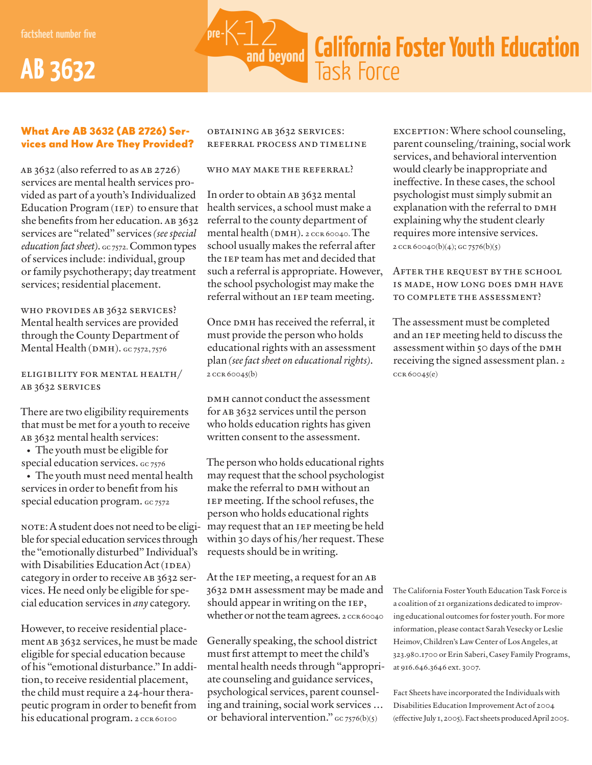factsheet number five

# AB 3632

pre-K-12 and beyond

# California Foster Youth Education Task Force

## What Are AB 3632 (AB 2726) Services and How Are They Provided?

AB 3632 (also referred to as AB 2726) services are mental health services provided as part of a youth's Individualized Education Program (IEP) to ensure that she benefits from her education. AB 3632 services are "related" services *(see special education fact sheet)*. GC 7572. Common types of services include: individual, group or family psychotherapy; day treatment services; residential placement.

### WHO PROVIDES AB 3632 SERVICES?

Mental health services are provided through the County Department of Mental Health (DMH). GC 7572, 7576

### ELIGIBILITY FOR MENTAL HEALTH/ AB 3632 SERVICES

There are two eligibility requirements that must be met for a youth to receive AB 3632 mental health services:

- The youth must be eligible for special education services. GC 7576
- The youth must need mental health services in order to benefit from his special education program. GC 7572

NOTE: A student does not need to be eligible for special education services through the "emotionally disturbed" Individual's with Disabilities Education Act (IDEA) category in order to receive AB 3632 services. He need only be eligible for special education services in *any* category.

However, to receive residential placement AB 3632 services, he must be made eligible for special education because of his "emotional disturbance." In addition, to receive residential placement, the child must require a 24-hour therapeutic program in order to benefit from his educational program. 2 CCR 60100

### OBTAINING AB 3632 SERVICES: REFERRAL PROCESS AND TIMELINE

#### WHO MAY MAKE THE REFERRAL?

In order to obtain AB 3632 mental health services, a school must make a referral to the county department of mental health (DMH). 2 CCR 60040. The school usually makes the referral after the IEP team has met and decided that such a referral is appropriate. However, the school psychologist may make the referral without an IEP team meeting.

Once DMH has received the referral, it must provide the person who holds educational rights with an assessment plan *(see fact sheet on educational rights)*. 2 CCR 60045(b)

DMH cannot conduct the assessment for AB 3632 services until the person who holds education rights has given written consent to the assessment.

The person who holds educational rights may request that the school psychologist make the referral to DMH without an IEP meeting. If the school refuses, the person who holds educational rights may request that an IEP meeting be held within 30 days of his/her request. These requests should be in writing.

At the IEP meeting, a request for an AB 3632 DMH assessment may be made and should appear in writing on the IEP, whether or not the team agrees. 2 CCR 60040

Generally speaking, the school district must first attempt to meet the child's mental health needs through "appropriate counseling and guidance services, psychological services, parent counseling and training, social work services … or behavioral intervention." GC 7576(b)(5)

EXCEPTION: Where school counseling, parent counseling/training, social work services, and behavioral intervention would clearly be inappropriate and ineffective. In these cases, the school psychologist must simply submit an explanation with the referral to DMH explaining why the student clearly requires more intensive services. 2 CCR 60040(b)(4); GC 7576(b)(5)

#### AFTER THE REQUEST BY THE SCHOOL IS MADE, HOW LONG DOES DMH HAVE TO COMPLETE THE ASSESSMENT?

The assessment must be completed and an IEP meeting held to discuss the assessment within 50 days of the DMH receiving the signed assessment plan. 2 CCR 60045(e)

The California Foster Youth Education Task Force is a coalition of 21 organizations dedicated to improving educational outcomes for foster youth. For more information, please contact Sarah Vesecky or Leslie Heimov, Children's Law Center of Los Angeles, at 323.980.1700 or Erin Saberi, Casey Family Programs, at 916.646.3646 ext. 3007.

Fact Sheets have incorporated the Individuals with Disabilities Education Improvement Act of 2004 (effective July 1, 2005). Fact sheets produced April 2005.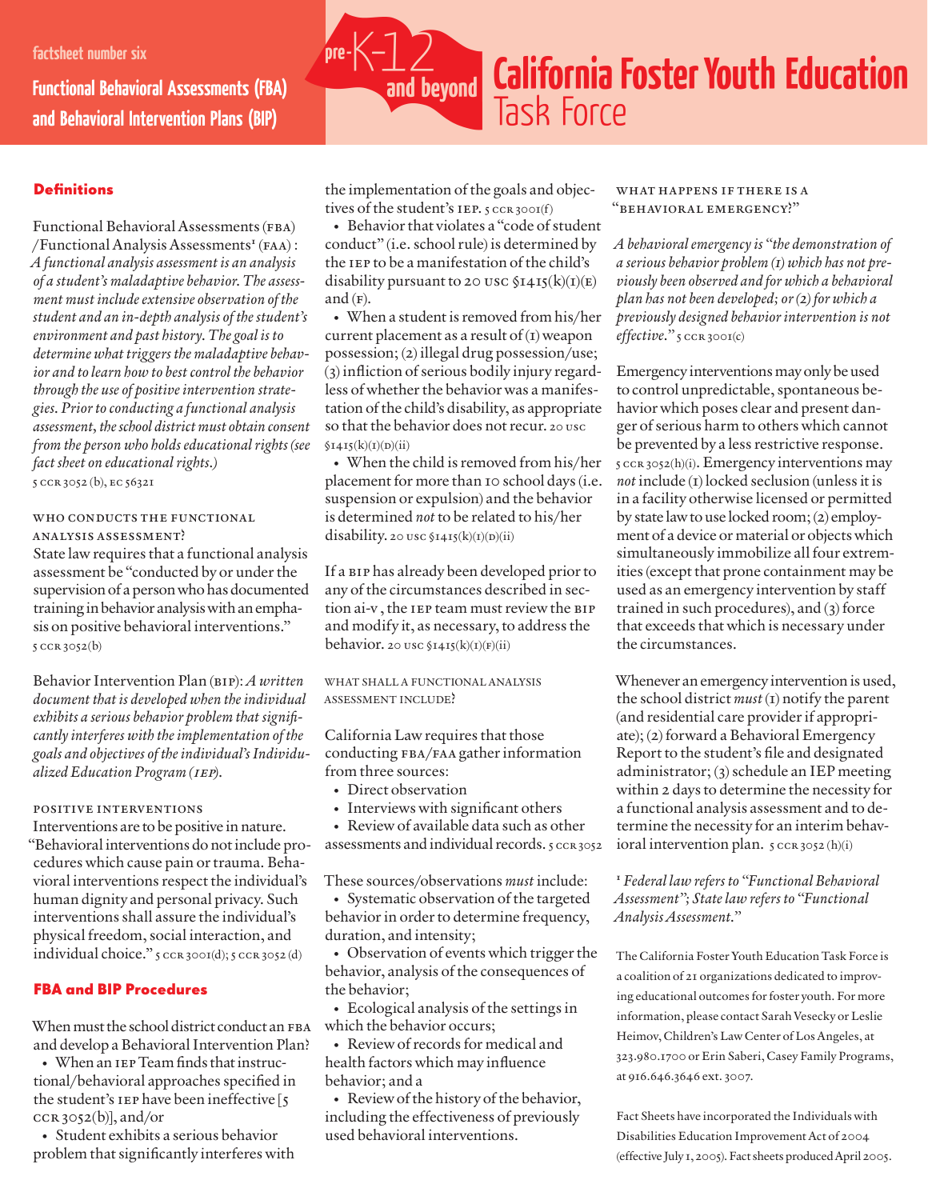factsheet number six

# Functional Behavioral Assessments (FBA) and Behavioral Intervention Plans (BIP)

pre-K-12 and beyond

# California Foster Youth Education Task Force

## Definitions

Functional Behavioral Assessments (FBA) /Functional Analysis Assessments[1] (FAA): *A functional analysis assessment is an analysis of a student's maladaptive behavior. The assessment must include extensive observation of the student and an in-depth analysis of the student's environment and past history. The goal is to determine what triggers the maladaptive behavior and to learn how to best control the behavior through the use of positive intervention strategies. Prior to conducting a functional analysis assessment, the school district must obtain consent from the person who holds educational rights (see fact sheet on educational rights.)* 5 CCR 3052 (b), EC 56321

### WHO CONDUCTS THE FUNCTIONAL ANALYSIS ASSESSMENT?

State law requires that a functional analysis assessment be "conducted by or under the supervision of a person who has documented training in behavior analysis with an emphasis on positive behavioral interventions." 5 CCR 3052(b)

Behavior Intervention Plan (BIP): *A written document that is developed when the individual exhibits a serious behavior problem that significantly interferes with the implementation of the goals and objectives of the individual's Individualized Education Program (IEP).*

### POSITIVE INTERVENTIONS

Interventions are to be positive in nature. "Behavioral interventions do not include procedures which cause pain or trauma. Behavioral interventions respect the individual's human dignity and personal privacy. Such interventions shall assure the individual's physical freedom, social interaction, and individual choice." 5 CCR 3001(d); 5 CCR 3052 (d)

## FBA and BIP Procedures

When must the school district conduct an FBA and develop a Behavioral Intervention Plan?

- When an IEP Team finds that instructional/behavioral approaches specified in the student's IEP have been ineffective [5 CCR 3052(b)], and/or
- Student exhibits a serious behavior problem that significantly interferes with the implementation of the goals and objectives of the student's IEP. 5 CCR 3001(f)
- Behavior that violates a "code of student conduct" (i.e. school rule) is determined by the IEP to be a manifestation of the child's disability pursuant to 20 USC §1415(k)(1)(E) and (F).
- When a student is removed from his/her current placement as a result of (1) weapon possession; (2) illegal drug possession/use; (3) infliction of serious bodily injury regardless of whether the behavior was a manifestation of the child's disability, as appropriate so that the behavior does not recur. 20 USC §1415(k)(1)(D)(ii)
- When the child is removed from his/her placement for more than 10 school days (i.e. suspension or expulsion) and the behavior is determined *not* to be related to his/her disability. 20 USC §1415(k)(1)(D)(ii)

If a BIP has already been developed prior to any of the circumstances described in section ai-v, the IEP team must review the BIP and modify it, as necessary, to address the behavior. 20 USC §1415(k)(1)(F)(ii)

### WHAT SHALL A FUNCTIONAL ANALYSIS ASSESSMENT INCLUDE?

California Law requires that those conducting FBA/FAA gather information from three sources:

- Direct observation
- Interviews with significant others
- Review of available data such as other assessments and individual records. 5 CCR 3052

These sources/observations *must* include:

- Systematic observation of the targeted behavior in order to determine frequency, duration, and intensity;
- Observation of events which trigger the behavior, analysis of the consequences of the behavior;
- Ecological analysis of the settings in which the behavior occurs;
- Review of records for medical and health factors which may influence behavior; and a
- Review of the history of the behavior, including the effectiveness of previously used behavioral interventions.

### WHAT HAPPENS IF THERE IS A "BEHAVIORAL EMERGENCY?"

*A behavioral emergency is "the demonstration of a serious behavior problem (1) which has not previously been observed and for which a behavioral plan has not been developed; or (2) for which a previously designed behavior intervention is not effective."* 5 CCR 3001(c)

Emergency interventions may only be used to control unpredictable, spontaneous behavior which poses clear and present danger of serious harm to others which cannot be prevented by a less restrictive response. 5 CCR 3052(h)(i). Emergency interventions may *not* include (1) locked seclusion (unless it is in a facility otherwise licensed or permitted by state law to use locked room; (2) employment of a device or material or objects which simultaneously immobilize all four extremities (except that prone containment may be used as an emergency intervention by staff trained in such procedures), and (3) force that exceeds that which is necessary under the circumstances.

Whenever an emergency intervention is used, the school district *must* (1) notify the parent (and residential care provider if appropriate); (2) forward a Behavioral Emergency Report to the student's file and designated administrator; (3) schedule an IEP meeting within 2 days to determine the necessity for a functional analysis assessment and to determine the necessity for an interim behavioral intervention plan. 5 CCR 3052 (h)(i)

[1] *Federal law refers to "Functional Behavioral Assessment"; State law refers to "Functional Analysis Assessment."*

The California Foster Youth Education Task Force is a coalition of 21 organizations dedicated to improving educational outcomes for foster youth. For more information, please contact Sarah Vesecky or Leslie Heimov, Children's Law Center of Los Angeles, at 323.980.1700 or Erin Saberi, Casey Family Programs, at 916.646.3646 ext. 3007.

Fact Sheets have incorporated the Individuals with Disabilities Education Improvement Act of 2004 (effective July 1, 2005). Fact sheets produced April 2005.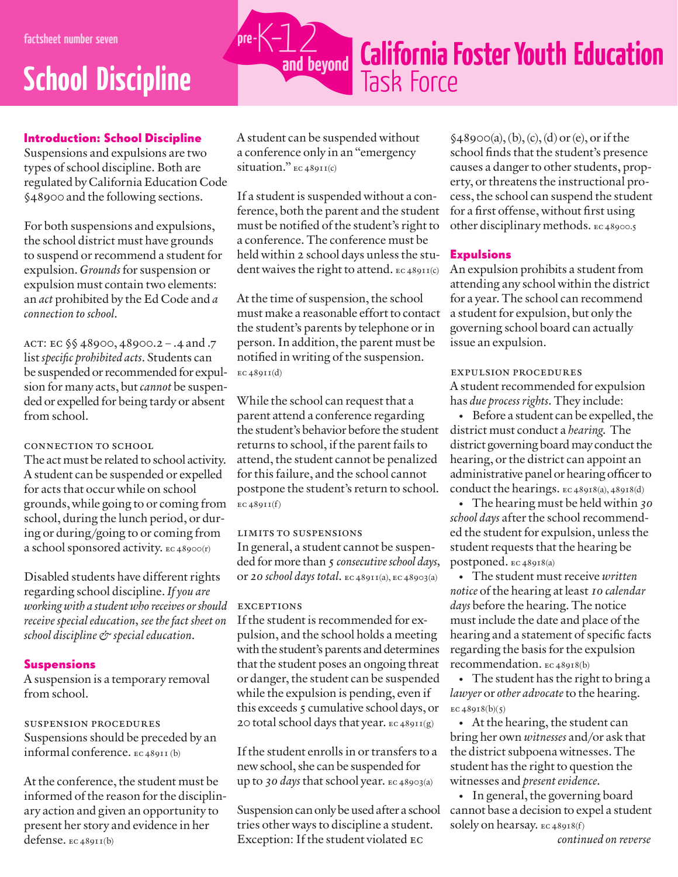factsheet number seven

# School Discipline

pre-K-12 and beyond

# California Foster Youth Education Task Force

## Introduction: School Discipline

Suspensions and expulsions are two types of school discipline. Both are regulated by California Education Code §48900 and the following sections.

For both suspensions and expulsions, the school district must have grounds to suspend or recommend a student for expulsion. *Grounds* for suspension or expulsion must contain two elements: an *act* prohibited by the Ed Code and *a connection to school*.

ACT: EC §§ 48900, 48900.2 – .4 and .7 list *specific prohibited acts*. Students can be suspended or recommended for expulsion for many acts, but *cannot* be suspended or expelled for being tardy or absent from school.

### CONNECTION TO SCHOOL

The act must be related to school activity. A student can be suspended or expelled for acts that occur while on school grounds, while going to or coming from school, during the lunch period, or during or during/going to or coming from a school sponsored activity. EC 48900(r)

Disabled students have different rights regarding school discipline. *If you are working with a student who receives or should receive special education, see the fact sheet on school discipline & special education.*

## Suspensions

A suspension is a temporary removal from school.

### SUSPENSION PROCEDURES

Suspensions should be preceded by an informal conference. EC 48911 (b)

At the conference, the student must be informed of the reason for the disciplinary action and given an opportunity to present her story and evidence in her defense. EC 48911(b)

A student can be suspended without a conference only in an "emergency situation." EC 48911(c)

If a student is suspended without a conference, both the parent and the student must be notified of the student's right to a conference. The conference must be held within 2 school days unless the student waives the right to attend. EC 48911(c)

At the time of suspension, the school must make a reasonable effort to contact the student's parents by telephone or in person. In addition, the parent must be notified in writing of the suspension. EC 48911(d)

While the school can request that a parent attend a conference regarding the student's behavior before the student returns to school, if the parent fails to attend, the student cannot be penalized for this failure, and the school cannot postpone the student's return to school. EC 48911(f)

### LIMITS TO SUSPENSIONS

In general, a student cannot be suspended for more than *5 consecutive school days*, or *20 school days total*. EC 48911(a), EC 48903(a)

### EXCEPTIONS

If the student is recommended for expulsion, and the school holds a meeting with the student's parents and determines that the student poses an ongoing threat or danger, the student can be suspended while the expulsion is pending, even if this exceeds 5 cumulative school days, or 20 total school days that year. EC 48911(g)

If the student enrolls in or transfers to a new school, she can be suspended for up to *30 days* that school year. EC 48903(a)

Suspension can only be used after a school tries other ways to discipline a student. Exception: If the student violated EC §48900(a), (b), (c), (d) or (e), or if the school finds that the student's presence causes a danger to other students, property, or threatens the instructional process, the school can suspend the student for a first offense, without first using other disciplinary methods. EC 48900.5

## Expulsions

An expulsion prohibits a student from attending any school within the district for a year. The school can recommend a student for expulsion, but only the governing school board can actually issue an expulsion.

### EXPULSION PROCEDURES

A student recommended for expulsion has *due process rights*. They include:

- Before a student can be expelled, the district must conduct a *hearing*. The district governing board may conduct the hearing, or the district can appoint an administrative panel or hearing officer to conduct the hearings. EC 48918(a), 48918(d)
- The hearing must be held within *30 school days* after the school recommended the student for expulsion, unless the student requests that the hearing be postponed. EC 48918(a)
- The student must receive *written notice* of the hearing at least *10 calendar days* before the hearing. The notice must include the date and place of the hearing and a statement of specific facts regarding the basis for the expulsion recommendation. EC 48918(b)
- The student has the right to bring a *lawyer* or *other advocate* to the hearing. EC 48918(b)(5)
- At the hearing, the student can bring her own *witnesses* and/or ask that the district subpoena witnesses. The student has the right to question the witnesses and *present evidence*.
- In general, the governing board cannot base a decision to expel a student solely on hearsay. EC 48918(f)

*continued on reverse*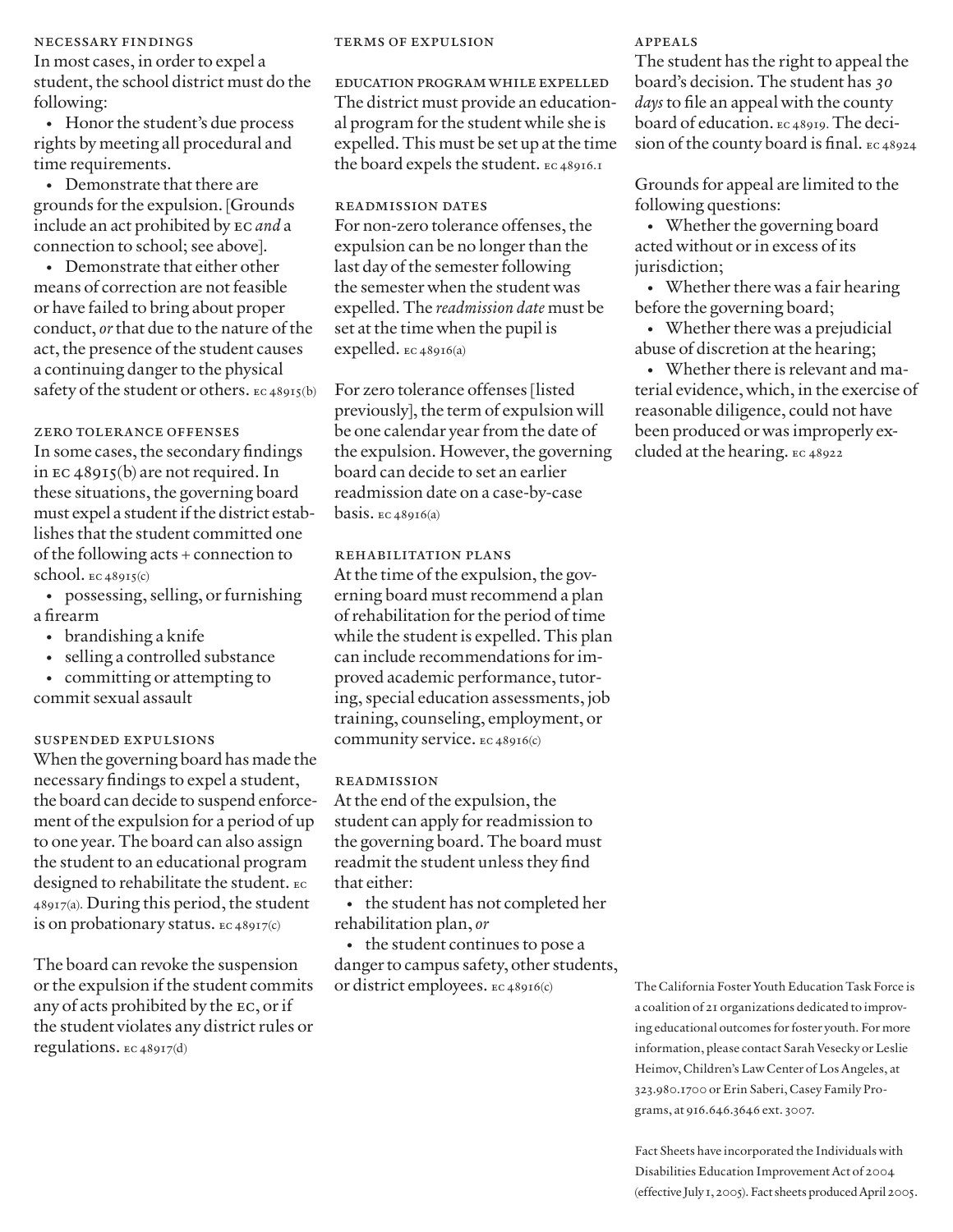## NECESSARY FINDINGS

In most cases, in order to expel a student, the school district must do the following:

- Honor the student's due process rights by meeting all procedural and time requirements.
- Demonstrate that there are grounds for the expulsion. [Grounds include an act prohibited by EC *and* a connection to school; see above].
- Demonstrate that either other means of correction are not feasible or have failed to bring about proper conduct, *or* that due to the nature of the act, the presence of the student causes a continuing danger to the physical safety of the student or others. EC 48915(b)

## ZERO TOLERANCE OFFENSES

In some cases, the secondary findings in EC 48915(b) are not required. In these situations, the governing board must expel a student if the district establishes that the student committed one of the following acts + connection to school. EC 48915(c)

- possessing, selling, or furnishing a firearm
- brandishing a knife
- selling a controlled substance
- committing or attempting to commit sexual assault

## SUSPENDED EXPULSIONS

When the governing board has made the necessary findings to expel a student, the board can decide to suspend enforcement of the expulsion for a period of up to one year. The board can also assign the student to an educational program designed to rehabilitate the student. EC 48917(a). During this period, the student is on probationary status. EC 48917(c)

The board can revoke the suspension or the expulsion if the student commits any of acts prohibited by the EC, or if the student violates any district rules or regulations. EC 48917(d)

## TERMS OF EXPULSION

### EDUCATION PROGRAM WHILE EXPELLED

The district must provide an educational program for the student while she is expelled. This must be set up at the time the board expels the student. EC 48916.1

### READMISSION DATES

For non-zero tolerance offenses, the expulsion can be no longer than the last day of the semester following the semester when the student was expelled. The *readmission date* must be set at the time when the pupil is expelled. EC 48916(a)

For zero tolerance offenses [listed previously], the term of expulsion will be one calendar year from the date of the expulsion. However, the governing board can decide to set an earlier readmission date on a case-by-case basis. EC 48916(a)

### REHABILITATION PLANS

At the time of the expulsion, the governing board must recommend a plan of rehabilitation for the period of time while the student is expelled. This plan can include recommendations for improved academic performance, tutoring, special education assessments, job training, counseling, employment, or community service. EC 48916(c)

### READMISSION

At the end of the expulsion, the student can apply for readmission to the governing board. The board must readmit the student unless they find that either:

- the student has not completed her rehabilitation plan, *or*
- the student continues to pose a danger to campus safety, other students, or district employees. EC 48916(c)

## APPEALS

The student has the right to appeal the board's decision. The student has *30 days* to file an appeal with the county board of education. EC 48919. The decision of the county board is final. EC 48924

Grounds for appeal are limited to the following questions:

- Whether the governing board acted without or in excess of its jurisdiction;
- Whether there was a fair hearing before the governing board;
- Whether there was a prejudicial abuse of discretion at the hearing;
- Whether there is relevant and material evidence, which, in the exercise of reasonable diligence, could not have been produced or was improperly excluded at the hearing. EC 48922

The California Foster Youth Education Task Force is a coalition of 21 organizations dedicated to improving educational outcomes for foster youth. For more information, please contact Sarah Vesecky or Leslie Heimov, Children's Law Center of Los Angeles, at 323.980.1700 or Erin Saberi, Casey Family Programs, at 916.646.3646 ext. 3007.

Fact Sheets have incorporated the Individuals with Disabilities Education Improvement Act of 2004 (effective July 1, 2005). Fact sheets produced April 2005.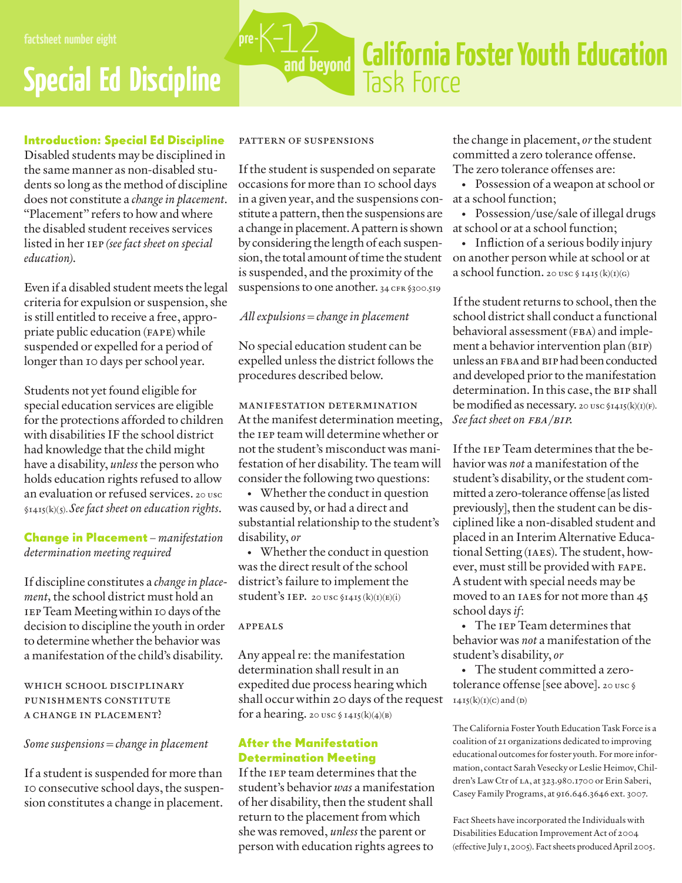factsheet number eight

# Special Ed Discipline

pre-K-12 and beyond

# California Foster Youth Education Task Force

## Introduction: Special Ed Discipline

Disabled students may be disciplined in the same manner as non-disabled students so long as the method of discipline does not constitute a *change in placement*. "Placement" refers to how and where the disabled student receives services listed in her IEP *(see fact sheet on special education)*.

Even if a disabled student meets the legal criteria for expulsion or suspension, she is still entitled to receive a free, appropriate public education (FAPE) while suspended or expelled for a period of longer than 10 days per school year.

Students not yet found eligible for special education services are eligible for the protections afforded to children with disabilities IF the school district had knowledge that the child might have a disability, *unless* the person who holds education rights refused to allow an evaluation or refused services. 20 USC §1415(k)(5). *See fact sheet on education rights.*

## Change in Placement – *manifestation determination meeting required*

If discipline constitutes a *change in placement*, the school district must hold an IEP Team Meeting within 10 days of the decision to discipline the youth in order to determine whether the behavior was a manifestation of the child's disability.

### WHICH SCHOOL DISCIPLINARY PUNISHMENTS CONSTITUTE A CHANGE IN PLACEMENT?

*Some suspensions = change in placement*

If a student is suspended for more than 10 consecutive school days, the suspension constitutes a change in placement.

### PATTERN OF SUSPENSIONS

If the student is suspended on separate occasions for more than 10 school days in a given year, and the suspensions constitute a pattern, then the suspensions are a change in placement. A pattern is shown by considering the length of each suspension, the total amount of time the student is suspended, and the proximity of the suspensions to one another. 34 CFR §300.519

*All expulsions = change in placement*

No special education student can be expelled unless the district follows the procedures described below.

### MANIFESTATION DETERMINATION

At the manifest determination meeting, the IEP team will determine whether or not the student's misconduct was manifestation of her disability. The team will consider the following two questions:

- Whether the conduct in question was caused by, or had a direct and substantial relationship to the student's disability, *or*
- Whether the conduct in question was the direct result of the school district's failure to implement the student's IEP. 20 USC §1415 (k)(1)(E)(i)

### APPEALS

Any appeal re: the manifestation determination shall result in an expedited due process hearing which shall occur within 20 days of the request for a hearing. 20 USC § 1415(k)(4)(B)

## After the Manifestation Determination Meeting

If the IEP team determines that the student's behavior *was* a manifestation of her disability, then the student shall return to the placement from which she was removed, *unless* the parent or person with education rights agrees to the change in placement, *or* the student committed a zero tolerance offense. The zero tolerance offenses are:

- Possession of a weapon at school or at a school function;
- Possession/use/sale of illegal drugs at school or at a school function;
- Infliction of a serious bodily injury on another person while at school or at a school function. 20 USC § 1415 (k)(1)(G)

If the student returns to school, then the school district shall conduct a functional behavioral assessment (FBA) and implement a behavior intervention plan (BIP) unless an FBA and BIP had been conducted and developed prior to the manifestation determination. In this case, the BIP shall be modified as necessary. 20 USC §1415(k)(1)(F). *See fact sheet on FBA/BIP.*

If the IEP Team determines that the behavior was *not* a manifestation of the student's disability, or the student committed a zero-tolerance offense [as listed previously], then the student can be disciplined like a non-disabled student and placed in an Interim Alternative Educational Setting (IAES). The student, however, must still be provided with FAPE. A student with special needs may be moved to an IAES for not more than 45 school days *if*:

- The IEP Team determines that behavior was *not* a manifestation of the student's disability, *or*
- The student committed a zero-tolerance offense [see above]. 20 USC § 1415(k)(1)(C) and (D)

The California Foster Youth Education Task Force is a coalition of 21 organizations dedicated to improving educational outcomes for foster youth. For more information, contact Sarah Vesecky or Leslie Heimov, Children's Law Ctr of LA, at 323.980.1700 or Erin Saberi, Casey Family Programs, at 916.646.3646 ext. 3007.

Fact Sheets have incorporated the Individuals with Disabilities Education Improvement Act of 2004 (effective July 1, 2005). Fact sheets produced April 2005.